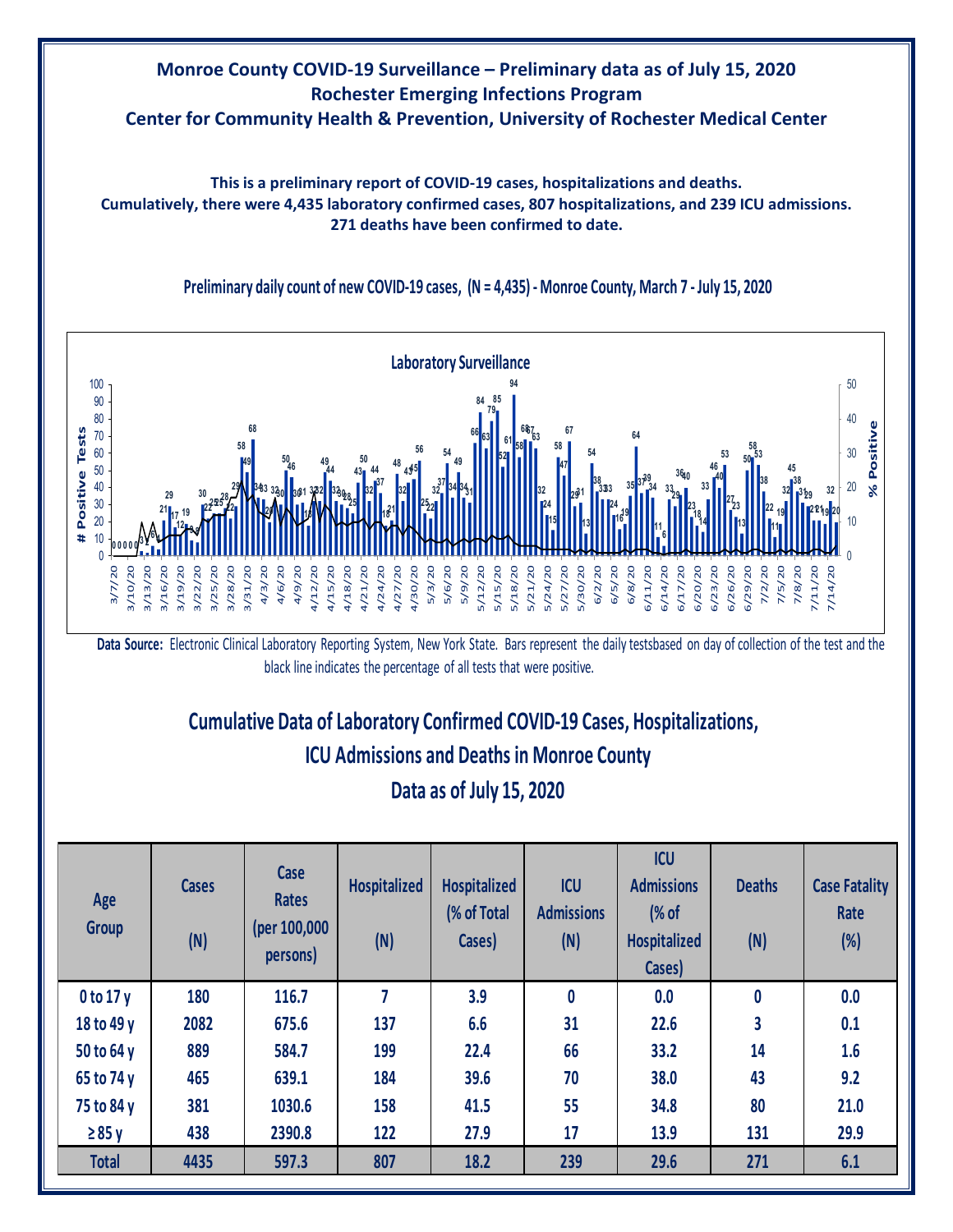# Monroe County COVID-19 Surveillance – Preliminary data as of July 15, 2020
## Rochester Emerging Infections Program
## Center for Community Health & Prevention, University of Rochester Medical Center

**This is a preliminary report of COVID-19 cases, hospitalizations and deaths.**
**Cumulatively, there were 4,435 laboratory confirmed cases, 807 hospitalizations, and 239 ICU admissions.**
**271 deaths have been confirmed to date.**

### Preliminary daily count of new COVID-19 cases, (N = 4,435) - Monroe County, March 7 - July 15, 2020

**Data Source:** Electronic Clinical Laboratory Reporting System, New York State. Bars represent the daily testsbased on day of collection of the test and the black line indicates the percentage of all tests that were positive.

## Cumulative Data of Laboratory Confirmed COVID-19 Cases, Hospitalizations, ICU Admissions and Deaths in Monroe County
## Data as of July 15, 2020

| Age Group | Cases (N) | Case Rates (per 100,000 persons) | Hospitalized (N) | Hospitalized (% of Total Cases) | ICU Admissions (N) | ICU Admissions (% of Hospitalized Cases) | Deaths (N) | Case Fatality Rate (%) |
|---|---|---|---|---|---|---|---|---|
| 0 to 17 y | 180 | 116.7 | 7 | 3.9 | 0 | 0.0 | 0 | 0.0 |
| 18 to 49 y | 2082 | 675.6 | 137 | 6.6 | 31 | 22.6 | 3 | 0.1 |
| 50 to 64 y | 889 | 584.7 | 199 | 22.4 | 66 | 33.2 | 14 | 1.6 |
| 65 to 74 y | 465 | 639.1 | 184 | 39.6 | 70 | 38.0 | 43 | 9.2 |
| 75 to 84 y | 381 | 1030.6 | 158 | 41.5 | 55 | 34.8 | 80 | 21.0 |
| ≥85 y | 438 | 2390.8 | 122 | 27.9 | 17 | 13.9 | 131 | 29.9 |
| **Total** | **4435** | **597.3** | **807** | **18.2** | **239** | **29.6** | **271** | **6.1** |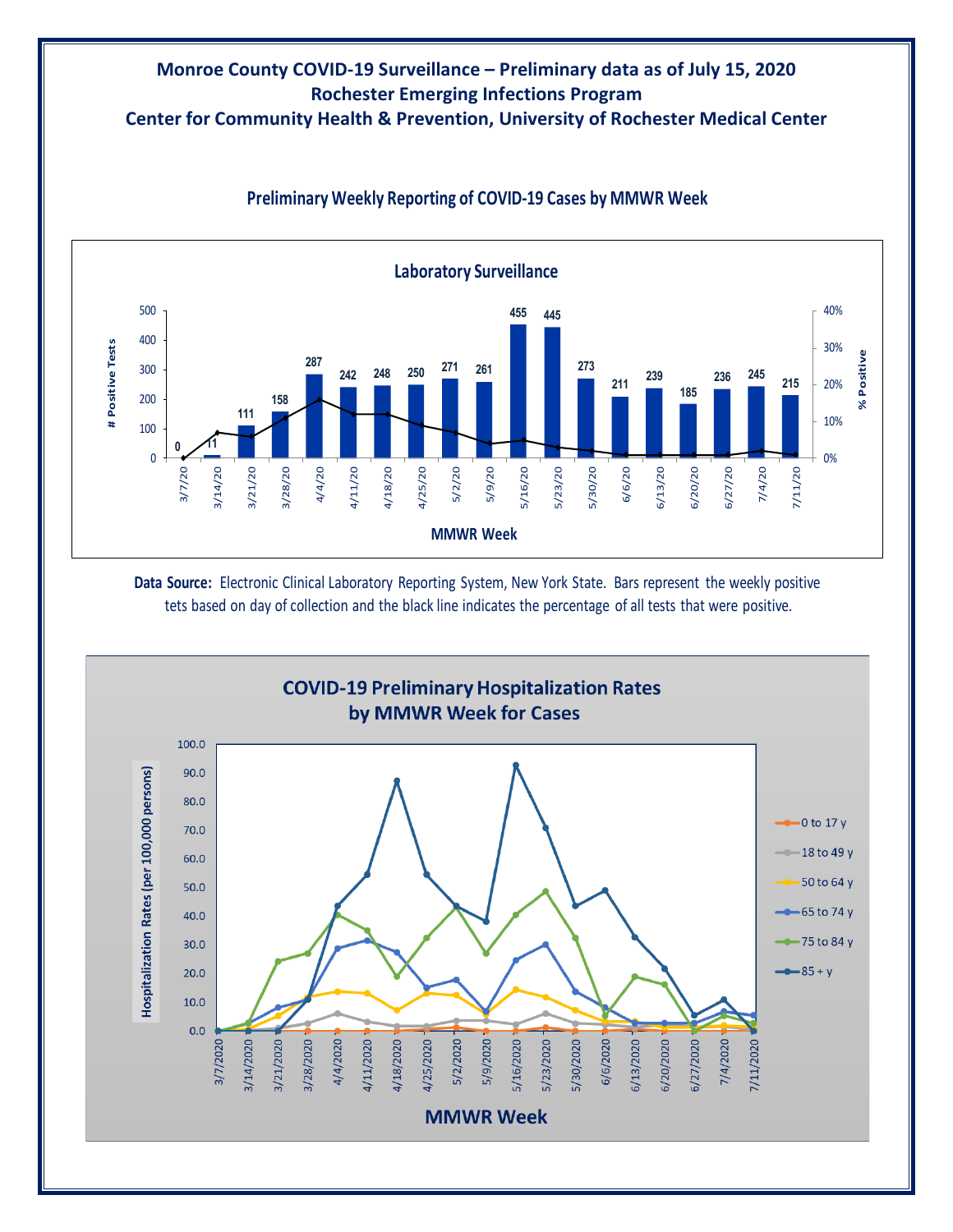# Monroe County COVID-19 Surveillance – Preliminary data as of July 15, 2020
## Rochester Emerging Infections Program
## Center for Community Health & Prevention, University of Rochester Medical Center

### Preliminary Weekly Reporting of COVID-19 Cases by MMWR Week

**Laboratory Surveillance**

| MMWR Week | # Positive Tests |
|---|---|
| 3/7/20 | 0 |
| 3/14/20 | 11 |
| 3/21/20 | 111 |
| 3/28/20 | 158 |
| 4/4/20 | 287 |
| 4/11/20 | 242 |
| 4/18/20 | 248 |
| 4/25/20 | 250 |
| 5/2/20 | 271 |
| 5/9/20 | 261 |
| 5/16/20 | 455 |
| 5/23/20 | 445 |
| 5/30/20 | 273 |
| 6/6/20 | 211 |
| 6/13/20 | 239 |
| 6/20/20 | 185 |
| 6/27/20 | 236 |
| 7/4/20 | 245 |
| 7/11/20 | 215 |

**Data Source:** Electronic Clinical Laboratory Reporting System, New York State. Bars represent the weekly positive tets based on day of collection and the black line indicates the percentage of all tests that were positive.

**COVID-19 Preliminary Hospitalization Rates by MMWR Week for Cases**

Hospitalization Rates (per 100,000 persons) by MMWR Week (3/7/2020 – 7/11/2020), by age group: 0 to 17 y; 18 to 49 y; 50 to 64 y; 65 to 74 y; 75 to 84 y; 85 + y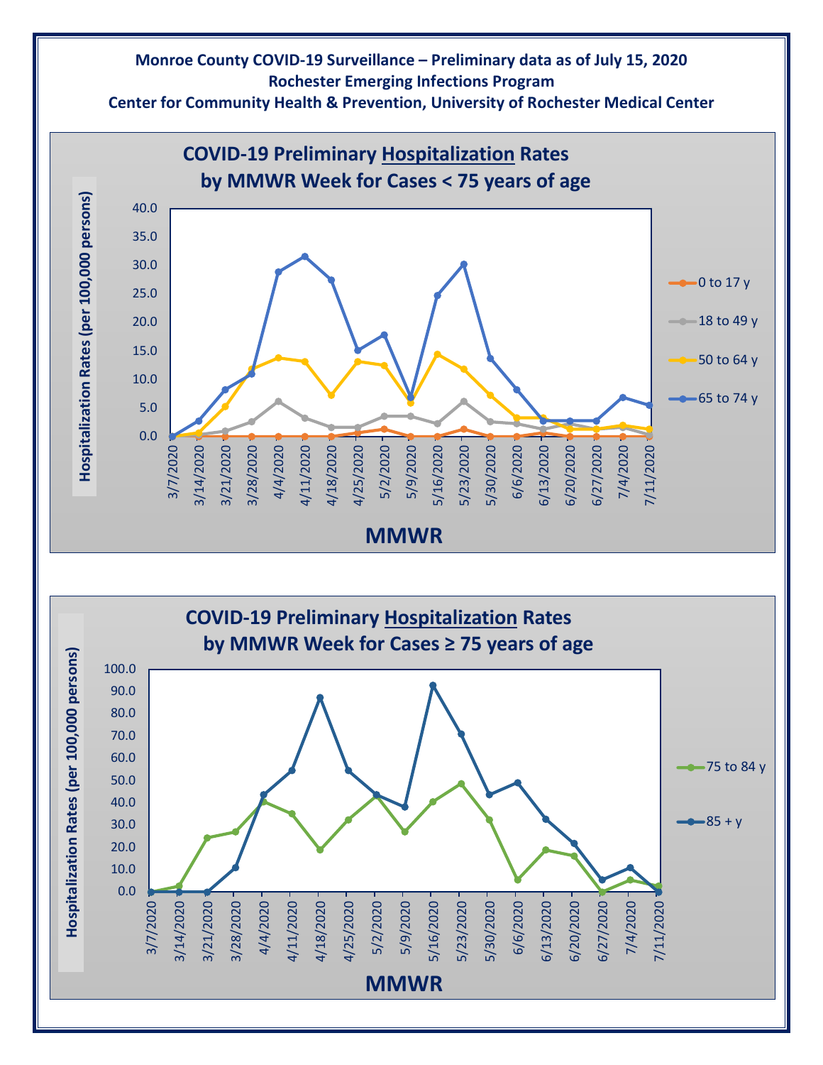**Monroe County COVID-19 Surveillance – Preliminary data as of July 15, 2020**
**Rochester Emerging Infections Program**
**Center for Community Health & Prevention, University of Rochester Medical Center**

## COVID-19 Preliminary Hospitalization Rates by MMWR Week for Cases < 75 years of age

Hospitalization Rates (per 100,000 persons)

Legend: 0 to 17 y; 18 to 49 y; 50 to 64 y; 65 to 74 y

MMWR: 3/7/2020, 3/14/2020, 3/21/2020, 3/28/2020, 4/4/2020, 4/11/2020, 4/18/2020, 4/25/2020, 5/2/2020, 5/9/2020, 5/16/2020, 5/23/2020, 5/30/2020, 6/6/2020, 6/13/2020, 6/20/2020, 6/27/2020, 7/4/2020, 7/11/2020

## COVID-19 Preliminary Hospitalization Rates by MMWR Week for Cases ≥ 75 years of age

Hospitalization Rates (per 100,000 persons)

Legend: 75 to 84 y; 85 + y

MMWR: 3/7/2020, 3/14/2020, 3/21/2020, 3/28/2020, 4/4/2020, 4/11/2020, 4/18/2020, 4/25/2020, 5/2/2020, 5/9/2020, 5/16/2020, 5/23/2020, 5/30/2020, 6/6/2020, 6/13/2020, 6/20/2020, 6/27/2020, 7/4/2020, 7/11/2020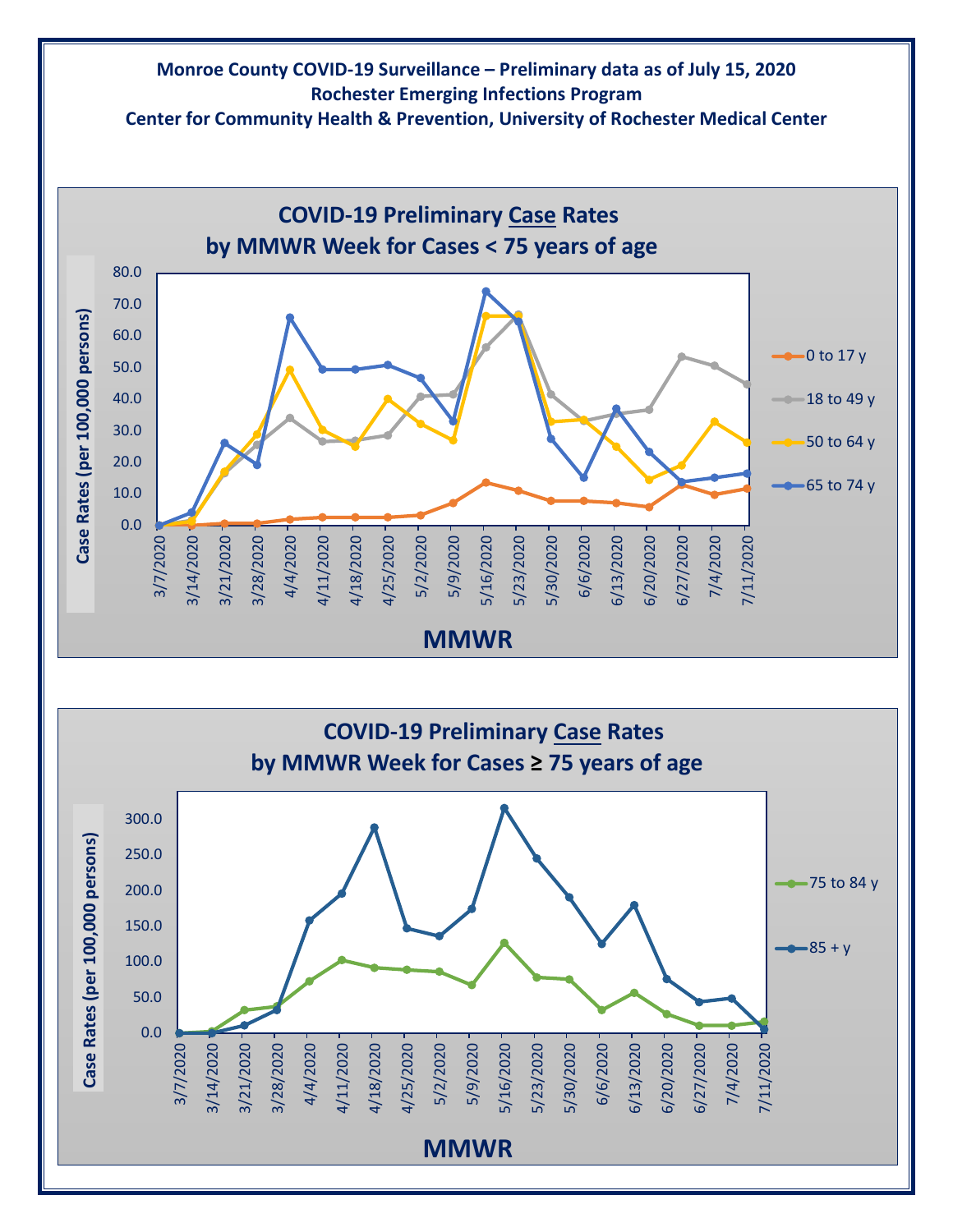**Monroe County COVID-19 Surveillance – Preliminary data as of July 15, 2020**
**Rochester Emerging Infections Program**
**Center for Community Health & Prevention, University of Rochester Medical Center**

## COVID-19 Preliminary Case Rates by MMWR Week for Cases < 75 years of age

Case Rates (per 100,000 persons)

Legend: 0 to 17 y; 18 to 49 y; 50 to 64 y; 65 to 74 y

X-axis (MMWR): 3/7/2020, 3/14/2020, 3/21/2020, 3/28/2020, 4/4/2020, 4/11/2020, 4/18/2020, 4/25/2020, 5/2/2020, 5/9/2020, 5/16/2020, 5/23/2020, 5/30/2020, 6/6/2020, 6/13/2020, 6/20/2020, 6/27/2020, 7/4/2020, 7/11/2020

## COVID-19 Preliminary Case Rates by MMWR Week for Cases ≥ 75 years of age

Case Rates (per 100,000 persons)

Legend: 75 to 84 y; 85 + y

X-axis (MMWR): 3/7/2020, 3/14/2020, 3/21/2020, 3/28/2020, 4/4/2020, 4/11/2020, 4/18/2020, 4/25/2020, 5/2/2020, 5/9/2020, 5/16/2020, 5/23/2020, 5/30/2020, 6/6/2020, 6/13/2020, 6/20/2020, 6/27/2020, 7/4/2020, 7/11/2020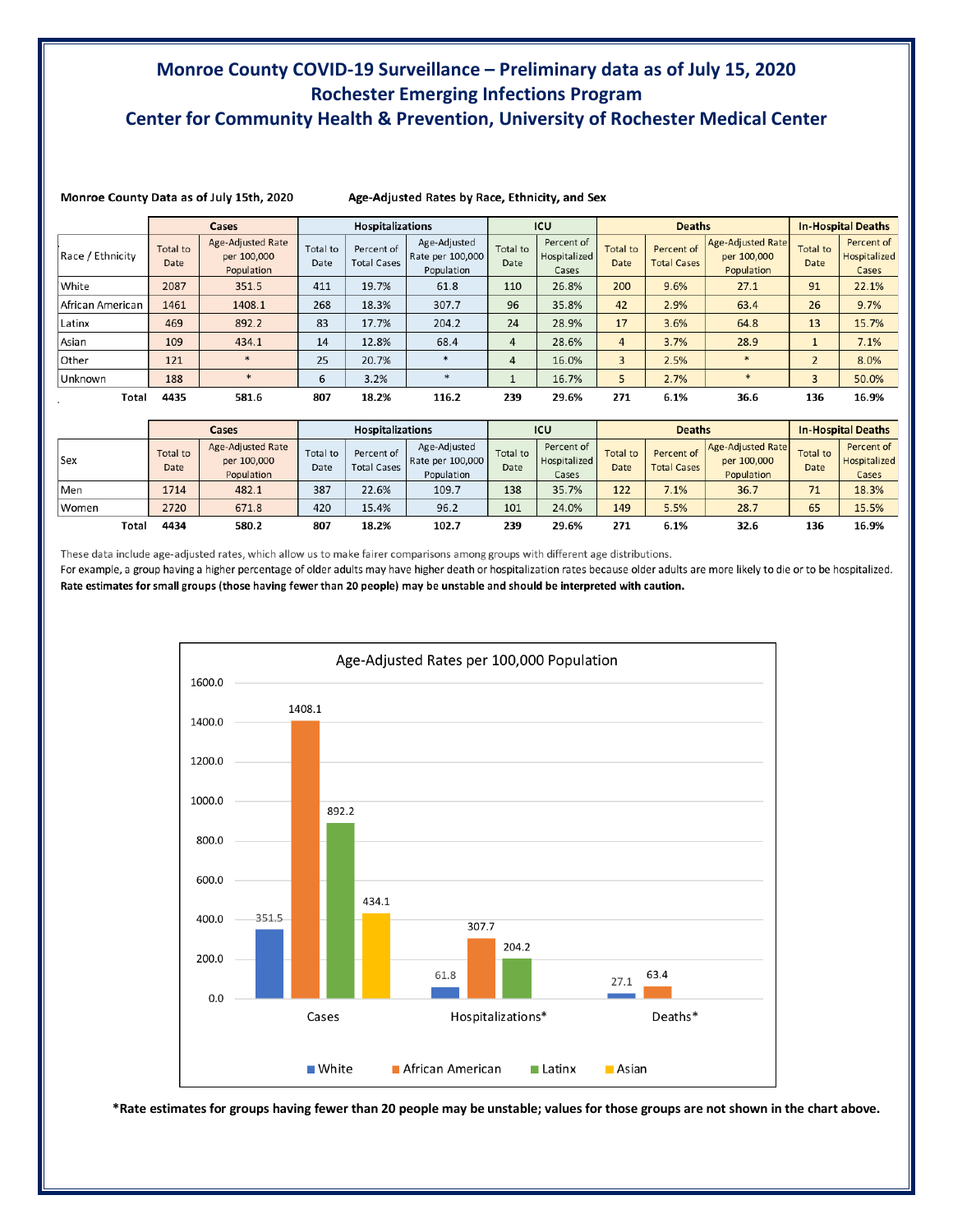# Monroe County COVID-19 Surveillance – Preliminary data as of July 15, 2020

## Rochester Emerging Infections Program

## Center for Community Health & Prevention, University of Rochester Medical Center

**Monroe County Data as of July 15th, 2020** **Age-Adjusted Rates by Race, Ethnicity, and Sex**

| | Cases | | Hospitalizations | | | ICU | | Deaths | | | In-Hospital Deaths | |
|---|---|---|---|---|---|---|---|---|---|---|---|---|
| Race / Ethnicity | Total to Date | Age-Adjusted Rate per 100,000 Population | Total to Date | Percent of Total Cases | Age-Adjusted Rate per 100,000 Population | Total to Date | Percent of Hospitalized Cases | Total to Date | Percent of Total Cases | Age-Adjusted Rate per 100,000 Population | Total to Date | Percent of Hospitalized Cases |
| White | 2087 | 351.5 | 411 | 19.7% | 61.8 | 110 | 26.8% | 200 | 9.6% | 27.1 | 91 | 22.1% |
| African American | 1461 | 1408.1 | 268 | 18.3% | 307.7 | 96 | 35.8% | 42 | 2.9% | 63.4 | 26 | 9.7% |
| Latinx | 469 | 892.2 | 83 | 17.7% | 204.2 | 24 | 28.9% | 17 | 3.6% | 64.8 | 13 | 15.7% |
| Asian | 109 | 434.1 | 14 | 12.8% | 68.4 | 4 | 28.6% | 4 | 3.7% | 28.9 | 1 | 7.1% |
| Other | 121 | * | 25 | 20.7% | * | 4 | 16.0% | 3 | 2.5% | * | 2 | 8.0% |
| Unknown | 188 | * | 6 | 3.2% | * | 1 | 16.7% | 5 | 2.7% | * | 3 | 50.0% |
| **Total** | **4435** | **581.6** | **807** | **18.2%** | **116.2** | **239** | **29.6%** | **271** | **6.1%** | **36.6** | **136** | **16.9%** |

| | Cases | | Hospitalizations | | | ICU | | Deaths | | | In-Hospital Deaths | |
|---|---|---|---|---|---|---|---|---|---|---|---|---|
| Sex | Total to Date | Age-Adjusted Rate per 100,000 Population | Total to Date | Percent of Total Cases | Age-Adjusted Rate per 100,000 Population | Total to Date | Percent of Hospitalized Cases | Total to Date | Percent of Total Cases | Age-Adjusted Rate per 100,000 Population | Total to Date | Percent of Hospitalized Cases |
| Men | 1714 | 482.1 | 387 | 22.6% | 109.7 | 138 | 35.7% | 122 | 7.1% | 36.7 | 71 | 18.3% |
| Women | 2720 | 671.8 | 420 | 15.4% | 96.2 | 101 | 24.0% | 149 | 5.5% | 28.7 | 65 | 15.5% |
| **Total** | **4434** | **580.2** | **807** | **18.2%** | **102.7** | **239** | **29.6%** | **271** | **6.1%** | **32.6** | **136** | **16.9%** |

These data include age-adjusted rates, which allow us to make fairer comparisons among groups with different age distributions.

For example, a group having a higher percentage of older adults may have higher death or hospitalization rates because older adults are more likely to die or to be hospitalized.

**Rate estimates for small groups (those having fewer than 20 people) may be unstable and should be interpreted with caution.**

Age-Adjusted Rates per 100,000 Population

1600.0
1400.0
1200.0
1000.0
800.0
600.0
400.0
200.0
0.0

Cases: 351.5, 1408.1, 892.2, 434.1
Hospitalizations*: 61.8, 307.7, 204.2
Deaths*: 27.1, 63.4

White, African American, Latinx, Asian

**\*Rate estimates for groups having fewer than 20 people may be unstable; values for those groups are not shown in the chart above.**